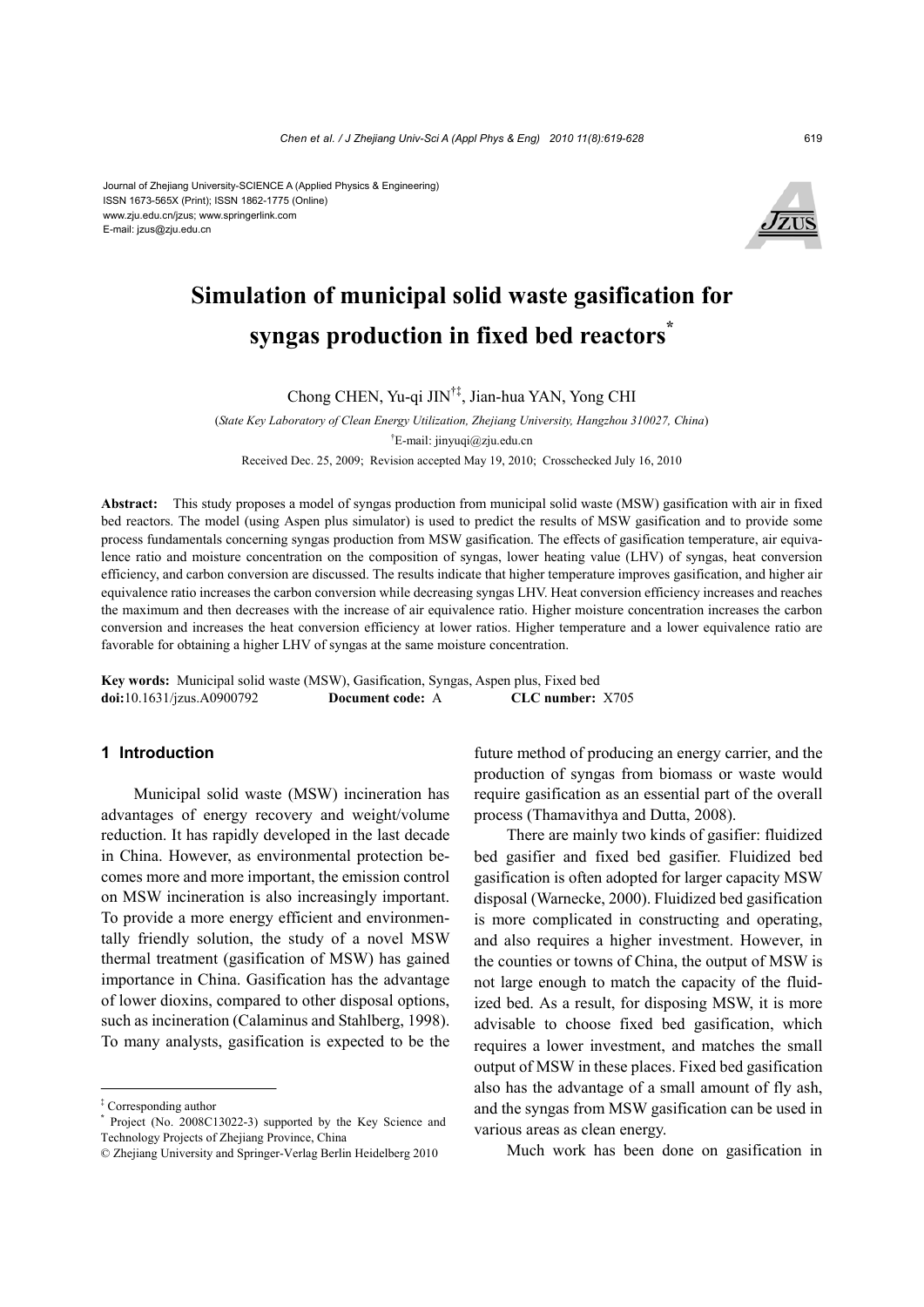Journal of Zhejiang University-SCIENCE A (Applied Physics & Engineering)
ISSN 1673-565X (Print); ISSN 1862-1775 (Online)
www.zju.edu.cn/jzus; www.springerlink.com
E-mail: jzus@zju.edu.cn

# Simulation of municipal solid waste gasification for syngas production in fixed bed reactors*

Chong CHEN, Yu-qi JIN†‡, Jian-hua YAN, Yong CHI

(*State Key Laboratory of Clean Energy Utilization, Zhejiang University, Hangzhou 310027, China*)

†E-mail: jinyuqi@zju.edu.cn

Received Dec. 25, 2009; Revision accepted May 19, 2010; Crosschecked July 16, 2010

**Abstract:** This study proposes a model of syngas production from municipal solid waste (MSW) gasification with air in fixed bed reactors. The model (using Aspen plus simulator) is used to predict the results of MSW gasification and to provide some process fundamentals concerning syngas production from MSW gasification. The effects of gasification temperature, air equivalence ratio and moisture concentration on the composition of syngas, lower heating value (LHV) of syngas, heat conversion efficiency, and carbon conversion are discussed. The results indicate that higher temperature improves gasification, and higher air equivalence ratio increases the carbon conversion while decreasing syngas LHV. Heat conversion efficiency increases and reaches the maximum and then decreases with the increase of air equivalence ratio. Higher moisture concentration increases the carbon conversion and increases the heat conversion efficiency at lower ratios. Higher temperature and a lower equivalence ratio are favorable for obtaining a higher LHV of syngas at the same moisture concentration.

**Key words:** Municipal solid waste (MSW), Gasification, Syngas, Aspen plus, Fixed bed

**doi:**10.1631/jzus.A0900792 **Document code:** A **CLC number:** X705

## 1 Introduction

Municipal solid waste (MSW) incineration has advantages of energy recovery and weight/volume reduction. It has rapidly developed in the last decade in China. However, as environmental protection becomes more and more important, the emission control on MSW incineration is also increasingly important. To provide a more energy efficient and environmentally friendly solution, the study of a novel MSW thermal treatment (gasification of MSW) has gained importance in China. Gasification has the advantage of lower dioxins, compared to other disposal options, such as incineration (Calaminus and Stahlberg, 1998). To many analysts, gasification is expected to be the future method of producing an energy carrier, and the production of syngas from biomass or waste would require gasification as an essential part of the overall process (Thamavithya and Dutta, 2008).

There are mainly two kinds of gasifier: fluidized bed gasifier and fixed bed gasifier. Fluidized bed gasification is often adopted for larger capacity MSW disposal (Warnecke, 2000). Fluidized bed gasification is more complicated in constructing and operating, and also requires a higher investment. However, in the counties or towns of China, the output of MSW is not large enough to match the capacity of the fluidized bed. As a result, for disposing MSW, it is more advisable to choose fixed bed gasification, which requires a lower investment, and matches the small output of MSW in these places. Fixed bed gasification also has the advantage of a small amount of fly ash, and the syngas from MSW gasification can be used in various areas as clean energy.

Much work has been done on gasification in

---

‡ Corresponding author

\* Project (No. 2008C13022-3) supported by the Key Science and Technology Projects of Zhejiang Province, China

© Zhejiang University and Springer-Verlag Berlin Heidelberg 2010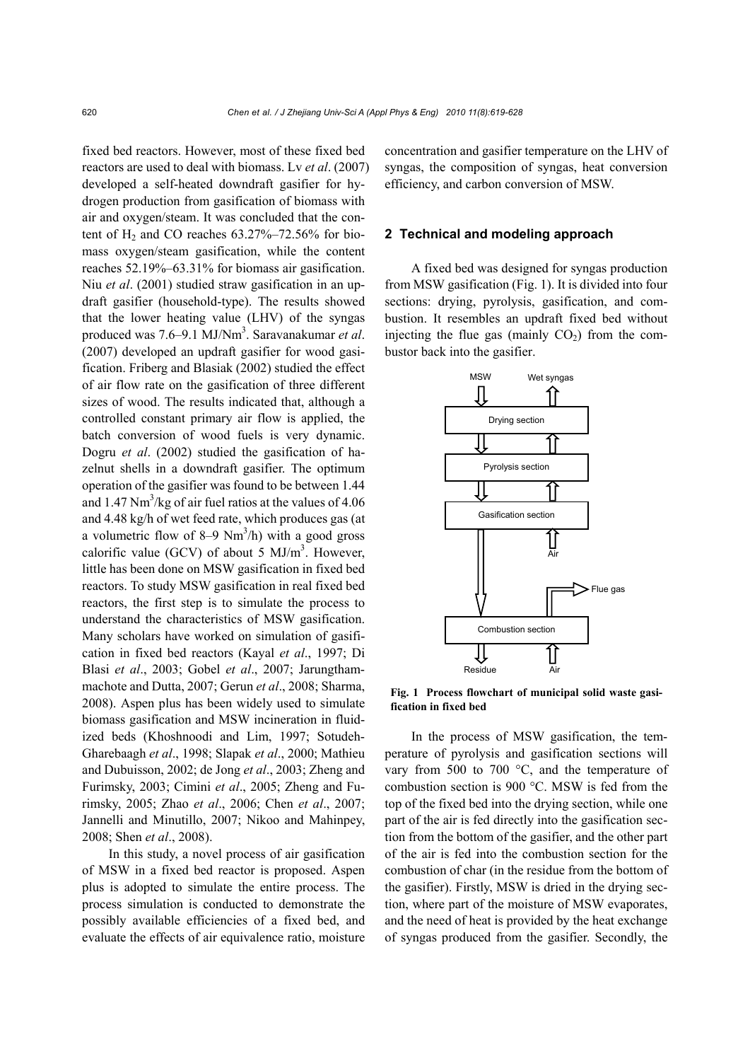fixed bed reactors. However, most of these fixed bed reactors are used to deal with biomass. Lv *et al*. (2007) developed a self-heated downdraft gasifier for hydrogen production from gasification of biomass with air and oxygen/steam. It was concluded that the content of $H_2$ and CO reaches 63.27%–72.56% for biomass oxygen/steam gasification, while the content reaches 52.19%–63.31% for biomass air gasification. Niu *et al*. (2001) studied straw gasification in an updraft gasifier (household-type). The results showed that the lower heating value (LHV) of the syngas produced was 7.6–9.1 MJ/Nm$^3$. Saravanakumar *et al*. (2007) developed an updraft gasifier for wood gasification. Friberg and Blasiak (2002) studied the effect of air flow rate on the gasification of three different sizes of wood. The results indicated that, although a controlled constant primary air flow is applied, the batch conversion of wood fuels is very dynamic. Dogru *et al*. (2002) studied the gasification of hazelnut shells in a downdraft gasifier. The optimum operation of the gasifier was found to be between 1.44 and 1.47 Nm$^3$/kg of air fuel ratios at the values of 4.06 and 4.48 kg/h of wet feed rate, which produces gas (at a volumetric flow of 8–9 Nm$^3$/h) with a good gross calorific value (GCV) of about 5 MJ/m$^3$. However, little has been done on MSW gasification in fixed bed reactors. To study MSW gasification in real fixed bed reactors, the first step is to simulate the process to understand the characteristics of MSW gasification. Many scholars have worked on simulation of gasification in fixed bed reactors (Kayal *et al*., 1997; Di Blasi *et al*., 2003; Gobel *et al*., 2007; Jarungthammachote and Dutta, 2007; Gerun *et al*., 2008; Sharma, 2008). Aspen plus has been widely used to simulate biomass gasification and MSW incineration in fluidized beds (Khoshnoodi and Lim, 1997; Sotudeh-Gharebaagh *et al*., 1998; Slapak *et al*., 2000; Mathieu and Dubuisson, 2002; de Jong *et al*., 2003; Zheng and Furimsky, 2003; Cimini *et al*., 2005; Zheng and Furimsky, 2005; Zhao *et al*., 2006; Chen *et al*., 2007; Jannelli and Minutillo, 2007; Nikoo and Mahinpey, 2008; Shen *et al*., 2008).

In this study, a novel process of air gasification of MSW in a fixed bed reactor is proposed. Aspen plus is adopted to simulate the entire process. The process simulation is conducted to demonstrate the possibly available efficiencies of a fixed bed, and evaluate the effects of air equivalence ratio, moisture concentration and gasifier temperature on the LHV of syngas, the composition of syngas, heat conversion efficiency, and carbon conversion of MSW.

## 2 Technical and modeling approach

A fixed bed was designed for syngas production from MSW gasification (Fig. 1). It is divided into four sections: drying, pyrolysis, gasification, and combustion. It resembles an updraft fixed bed without injecting the flue gas (mainly $CO_2$) from the combustor back into the gasifier.

MSW
Wet syngas
Drying section
Pyrolysis section
Gasification section
Air
Flue gas
Combustion section
Residue
Air

**Fig. 1 Process flowchart of municipal solid waste gasification in fixed bed**

In the process of MSW gasification, the temperature of pyrolysis and gasification sections will vary from 500 to 700 °C, and the temperature of combustion section is 900 °C. MSW is fed from the top of the fixed bed into the drying section, while one part of the air is fed directly into the gasification section from the bottom of the gasifier, and the other part of the air is fed into the combustion section for the combustion of char (in the residue from the bottom of the gasifier). Firstly, MSW is dried in the drying section, where part of the moisture of MSW evaporates, and the need of heat is provided by the heat exchange of syngas produced from the gasifier. Secondly, the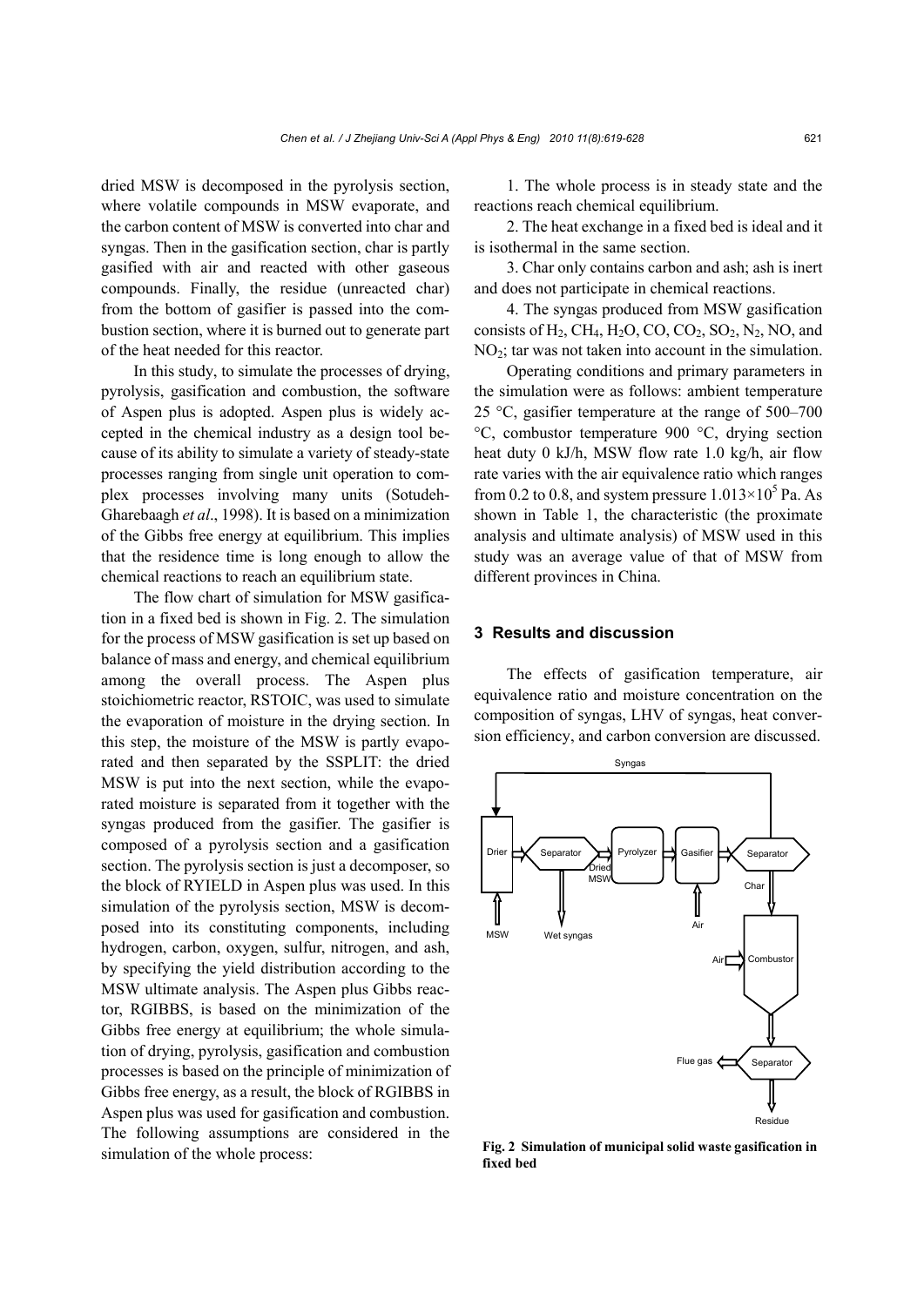dried MSW is decomposed in the pyrolysis section, where volatile compounds in MSW evaporate, and the carbon content of MSW is converted into char and syngas. Then in the gasification section, char is partly gasified with air and reacted with other gaseous compounds. Finally, the residue (unreacted char) from the bottom of gasifier is passed into the combustion section, where it is burned out to generate part of the heat needed for this reactor.

In this study, to simulate the processes of drying, pyrolysis, gasification and combustion, the software of Aspen plus is adopted. Aspen plus is widely accepted in the chemical industry as a design tool because of its ability to simulate a variety of steady-state processes ranging from single unit operation to complex processes involving many units (Sotudeh-Gharebaagh *et al*., 1998). It is based on a minimization of the Gibbs free energy at equilibrium. This implies that the residence time is long enough to allow the chemical reactions to reach an equilibrium state.

The flow chart of simulation for MSW gasification in a fixed bed is shown in Fig. 2. The simulation for the process of MSW gasification is set up based on balance of mass and energy, and chemical equilibrium among the overall process. The Aspen plus stoichiometric reactor, RSTOIC, was used to simulate the evaporation of moisture in the drying section. In this step, the moisture of the MSW is partly evaporated and then separated by the SSPLIT: the dried MSW is put into the next section, while the evaporated moisture is separated from it together with the syngas produced from the gasifier. The gasifier is composed of a pyrolysis section and a gasification section. The pyrolysis section is just a decomposer, so the block of RYIELD in Aspen plus was used. In this simulation of the pyrolysis section, MSW is decomposed into its constituting components, including hydrogen, carbon, oxygen, sulfur, nitrogen, and ash, by specifying the yield distribution according to the MSW ultimate analysis. The Aspen plus Gibbs reactor, RGIBBS, is based on the minimization of the Gibbs free energy at equilibrium; the whole simulation of drying, pyrolysis, gasification and combustion processes is based on the principle of minimization of Gibbs free energy, as a result, the block of RGIBBS in Aspen plus was used for gasification and combustion. The following assumptions are considered in the simulation of the whole process:

1. The whole process is in steady state and the reactions reach chemical equilibrium.

2. The heat exchange in a fixed bed is ideal and it is isothermal in the same section.

3. Char only contains carbon and ash; ash is inert and does not participate in chemical reactions.

4. The syngas produced from MSW gasification consists of $H_2$, $CH_4$, $H_2O$, CO, $CO_2$, $SO_2$, $N_2$, NO, and $NO_2$; tar was not taken into account in the simulation.

Operating conditions and primary parameters in the simulation were as follows: ambient temperature 25 °C, gasifier temperature at the range of 500–700 °C, combustor temperature 900 °C, drying section heat duty 0 kJ/h, MSW flow rate 1.0 kg/h, air flow rate varies with the air equivalence ratio which ranges from 0.2 to 0.8, and system pressure $1.013\times10^5$ Pa. As shown in Table 1, the characteristic (the proximate analysis and ultimate analysis) of MSW used in this study was an average value of that of MSW from different provinces in China.

## 3 Results and discussion

The effects of gasification temperature, air equivalence ratio and moisture concentration on the composition of syngas, LHV of syngas, heat conversion efficiency, and carbon conversion are discussed.

Syngas
Drier
Separator
Dried MSW
Pyrolyzer
Gasifier
Separator
MSW
Wet syngas
Air
Char
Air
Combustor
Flue gas
Separator
Residue

**Fig. 2 Simulation of municipal solid waste gasification in fixed bed**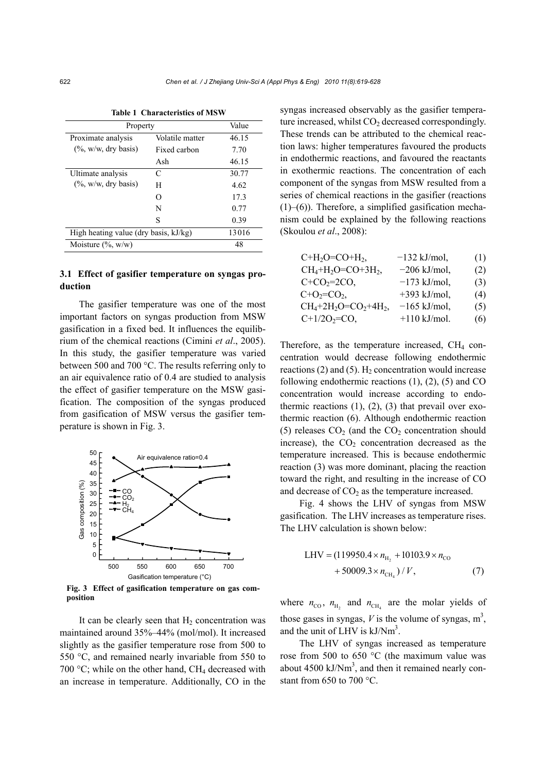**Table 1 Characteristics of MSW**

| Property | | Value |
|---|---|---|
| Proximate analysis (%, w/w, dry basis) | Volatile matter | 46.15 |
| | Fixed carbon | 7.70 |
| | Ash | 46.15 |
| Ultimate analysis (%, w/w, dry basis) | C | 30.77 |
| | H | 4.62 |
| | O | 17.3 |
| | N | 0.77 |
| | S | 0.39 |
| High heating value (dry basis, kJ/kg) | | 13016 |
| Moisture (%, w/w) | | 48 |

### 3.1 Effect of gasifier temperature on syngas production

The gasifier temperature was one of the most important factors on syngas production from MSW gasification in a fixed bed. It influences the equilibrium of the chemical reactions (Cimini *et al*., 2005). In this study, the gasifier temperature was varied between 500 and 700 °C. The results referring only to an air equivalence ratio of 0.4 are studied to analysis the effect of gasifier temperature on the MSW gasification. The composition of the syngas produced from gasification of MSW versus the gasifier temperature is shown in Fig. 3.

**Fig. 3 Effect of gasification temperature on gas composition**

It can be clearly seen that $H_2$ concentration was maintained around 35%–44% (mol/mol). It increased slightly as the gasifier temperature rose from 500 to 550 °C, and remained nearly invariable from 550 to 700 °C; while on the other hand, $CH_4$ decreased with an increase in temperature. Additionally, CO in the syngas increased observably as the gasifier temperature increased, whilst $CO_2$ decreased correspondingly. These trends can be attributed to the chemical reaction laws: higher temperatures favoured the products in endothermic reactions, and favoured the reactants in exothermic reactions. The concentration of each component of the syngas from MSW resulted from a series of chemical reactions in the gasifier (reactions (1)–(6)). Therefore, a simplified gasification mechanism could be explained by the following reactions (Skoulou *et al*., 2008):

$$C+H_2O=CO+H_2, \quad -132\ \text{kJ/mol}, \tag{1}$$

$$CH_4+H_2O=CO+3H_2, \quad -206\ \text{kJ/mol}, \tag{2}$$

$$C+CO_2=2CO, \quad -173\ \text{kJ/mol}, \tag{3}$$

$$C+O_2=CO_2, \quad +393\ \text{kJ/mol}, \tag{4}$$

$$CH_4+2H_2O=CO_2+4H_2, \quad -165\ \text{kJ/mol}, \tag{5}$$

$$C+1/2O_2=CO, \quad +110\ \text{kJ/mol}. \tag{6}$$

Therefore, as the temperature increased, $CH_4$ concentration would decrease following endothermic reactions (2) and (5). $H_2$ concentration would increase following endothermic reactions (1), (2), (5) and CO concentration would increase according to endothermic reactions (1), (2), (3) that prevail over exothermic reaction (6). Although endothermic reaction (5) releases $CO_2$ (and the $CO_2$ concentration should increase), the $CO_2$ concentration decreased as the temperature increased. This is because endothermic reaction (3) was more dominant, placing the reaction toward the right, and resulting in the increase of CO and decrease of $CO_2$ as the temperature increased.

Fig. 4 shows the LHV of syngas from MSW gasification. The LHV increases as temperature rises. The LHV calculation is shown below:

$$\text{LHV} = (119950.4 \times n_{H_2} + 10103.9 \times n_{CO} + 50009.3 \times n_{CH_4}) / V, \tag{7}$$

where $n_{CO}$, $n_{H_2}$ and $n_{CH_4}$ are the molar yields of those gases in syngas, $V$ is the volume of syngas, m$^3$, and the unit of LHV is kJ/Nm$^3$.

The LHV of syngas increased as temperature rose from 500 to 650 °C (the maximum value was about 4500 kJ/Nm$^3$, and then it remained nearly constant from 650 to 700 °C.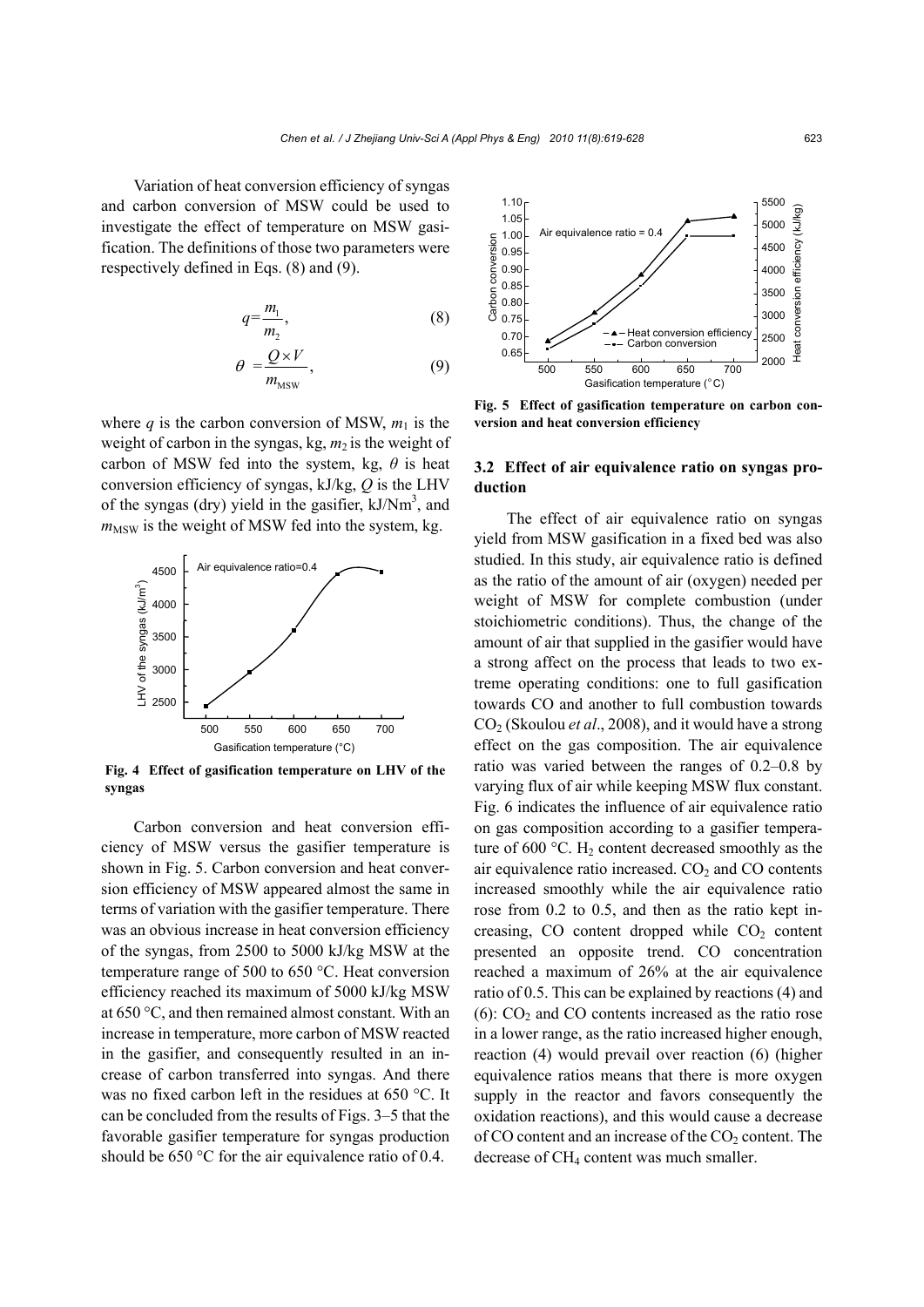Variation of heat conversion efficiency of syngas and carbon conversion of MSW could be used to investigate the effect of temperature on MSW gasification. The definitions of those two parameters were respectively defined in Eqs. (8) and (9).

$$q=\frac{m_1}{m_2}, \tag{8}$$

$$\theta=\frac{Q\times V}{m_{\mathrm{MSW}}}, \tag{9}$$

where $q$ is the carbon conversion of MSW, $m_1$ is the weight of carbon in the syngas, kg, $m_2$ is the weight of carbon of MSW fed into the system, kg, $\theta$ is heat conversion efficiency of syngas, kJ/kg, $Q$ is the LHV of the syngas (dry) yield in the gasifier, kJ/Nm$^3$, and $m_{\mathrm{MSW}}$ is the weight of MSW fed into the system, kg.

**Fig. 4 Effect of gasification temperature on LHV of the syngas**

Carbon conversion and heat conversion efficiency of MSW versus the gasifier temperature is shown in Fig. 5. Carbon conversion and heat conversion efficiency of MSW appeared almost the same in terms of variation with the gasifier temperature. There was an obvious increase in heat conversion efficiency of the syngas, from 2500 to 5000 kJ/kg MSW at the temperature range of 500 to 650 °C. Heat conversion efficiency reached its maximum of 5000 kJ/kg MSW at 650 °C, and then remained almost constant. With an increase in temperature, more carbon of MSW reacted in the gasifier, and consequently resulted in an increase of carbon transferred into syngas. And there was no fixed carbon left in the residues at 650 °C. It can be concluded from the results of Figs. 3–5 that the favorable gasifier temperature for syngas production should be 650 °C for the air equivalence ratio of 0.4.

**Fig. 5 Effect of gasification temperature on carbon conversion and heat conversion efficiency**

### 3.2 Effect of air equivalence ratio on syngas production

The effect of air equivalence ratio on syngas yield from MSW gasification in a fixed bed was also studied. In this study, air equivalence ratio is defined as the ratio of the amount of air (oxygen) needed per weight of MSW for complete combustion (under stoichiometric conditions). Thus, the change of the amount of air that supplied in the gasifier would have a strong affect on the process that leads to two extreme operating conditions: one to full gasification towards CO and another to full combustion towards $CO_2$ (Skoulou *et al*., 2008), and it would have a strong effect on the gas composition. The air equivalence ratio was varied between the ranges of 0.2–0.8 by varying flux of air while keeping MSW flux constant. Fig. 6 indicates the influence of air equivalence ratio on gas composition according to a gasifier temperature of 600 °C. $H_2$ content decreased smoothly as the air equivalence ratio increased. $CO_2$ and CO contents increased smoothly while the air equivalence ratio rose from 0.2 to 0.5, and then as the ratio kept increasing, CO content dropped while $CO_2$ content presented an opposite trend. CO concentration reached a maximum of 26% at the air equivalence ratio of 0.5. This can be explained by reactions (4) and (6): $CO_2$ and CO contents increased as the ratio rose in a lower range, as the ratio increased higher enough, reaction (4) would prevail over reaction (6) (higher equivalence ratios means that there is more oxygen supply in the reactor and favors consequently the oxidation reactions), and this would cause a decrease of CO content and an increase of the $CO_2$ content. The decrease of $CH_4$ content was much smaller.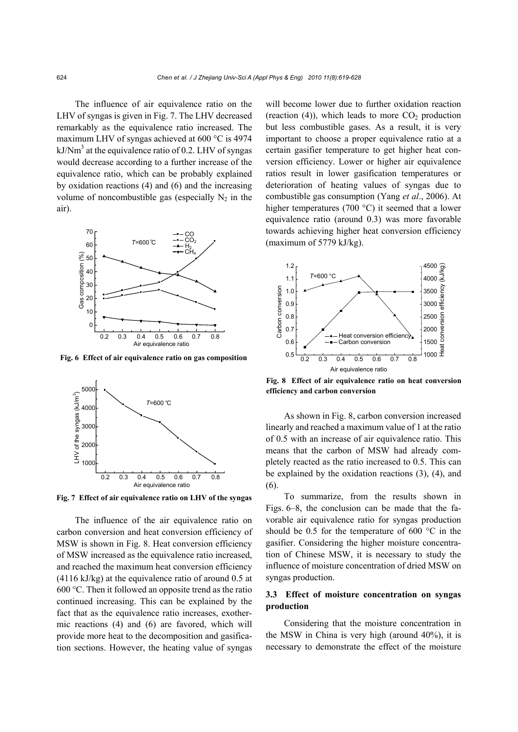The influence of air equivalence ratio on the LHV of syngas is given in Fig. 7. The LHV decreased remarkably as the equivalence ratio increased. The maximum LHV of syngas achieved at 600 °C is 4974 kJ/Nm$^3$ at the equivalence ratio of 0.2. LHV of syngas would decrease according to a further increase of the equivalence ratio, which can be probably explained by oxidation reactions (4) and (6) and the increasing volume of noncombustible gas (especially $N_2$ in the air).

**Fig. 6 Effect of air equivalence ratio on gas composition**

**Fig. 7 Effect of air equivalence ratio on LHV of the syngas**

The influence of the air equivalence ratio on carbon conversion and heat conversion efficiency of MSW is shown in Fig. 8. Heat conversion efficiency of MSW increased as the equivalence ratio increased, and reached the maximum heat conversion efficiency (4116 kJ/kg) at the equivalence ratio of around 0.5 at 600 °C. Then it followed an opposite trend as the ratio continued increasing. This can be explained by the fact that as the equivalence ratio increases, exothermic reactions (4) and (6) are favored, which will provide more heat to the decomposition and gasification sections. However, the heating value of syngas will become lower due to further oxidation reaction (reaction (4)), which leads to more $CO_2$ production but less combustible gases. As a result, it is very important to choose a proper equivalence ratio at a certain gasifier temperature to get higher heat conversion efficiency. Lower or higher air equivalence ratios result in lower gasification temperatures or deterioration of heating values of syngas due to combustible gas consumption (Yang *et al*., 2006). At higher temperatures (700 °C) it seemed that a lower equivalence ratio (around 0.3) was more favorable towards achieving higher heat conversion efficiency (maximum of 5779 kJ/kg).

**Fig. 8 Effect of air equivalence ratio on heat conversion efficiency and carbon conversion**

As shown in Fig. 8, carbon conversion increased linearly and reached a maximum value of 1 at the ratio of 0.5 with an increase of air equivalence ratio. This means that the carbon of MSW had already completely reacted as the ratio increased to 0.5. This can be explained by the oxidation reactions (3), (4), and (6).

To summarize, from the results shown in Figs. 6–8, the conclusion can be made that the favorable air equivalence ratio for syngas production should be 0.5 for the temperature of 600 °C in the gasifier. Considering the higher moisture concentration of Chinese MSW, it is necessary to study the influence of moisture concentration of dried MSW on syngas production.

### 3.3 Effect of moisture concentration on syngas production

Considering that the moisture concentration in the MSW in China is very high (around 40%), it is necessary to demonstrate the effect of the moisture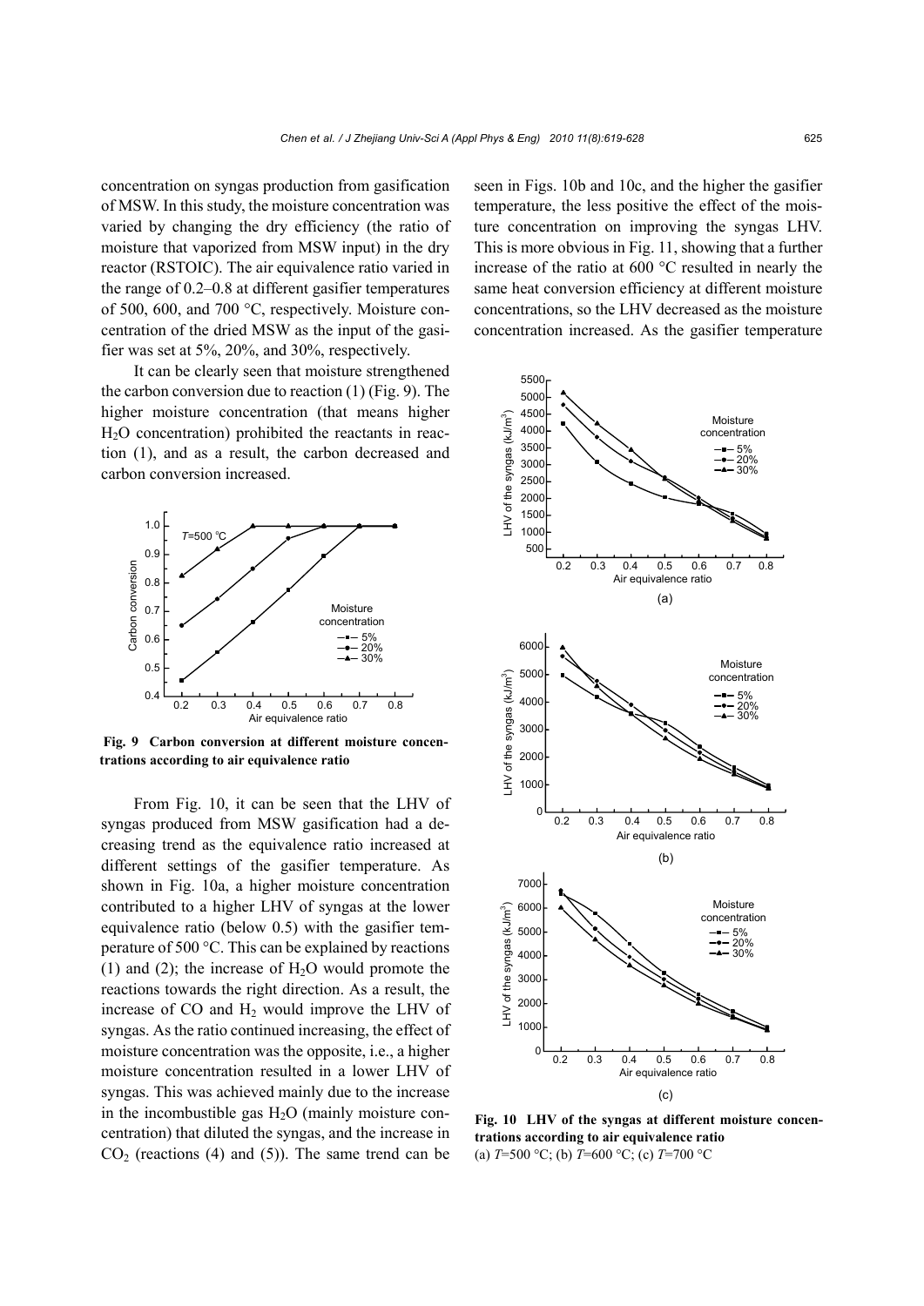concentration on syngas production from gasification of MSW. In this study, the moisture concentration was varied by changing the dry efficiency (the ratio of moisture that vaporized from MSW input) in the dry reactor (RSTOIC). The air equivalence ratio varied in the range of 0.2–0.8 at different gasifier temperatures of 500, 600, and 700 °C, respectively. Moisture concentration of the dried MSW as the input of the gasifier was set at 5%, 20%, and 30%, respectively.

It can be clearly seen that moisture strengthened the carbon conversion due to reaction (1) (Fig. 9). The higher moisture concentration (that means higher $H_2O$ concentration) prohibited the reactants in reaction (1), and as a result, the carbon decreased and carbon conversion increased.

T=500 °C
Carbon conversion
Air equivalence ratio
Moisture concentration
5%
20%
30%
1.0
0.9
0.8
0.7
0.6
0.5
0.4
0.2 0.3 0.4 0.5 0.6 0.7 0.8

**Fig. 9 Carbon conversion at different moisture concentrations according to air equivalence ratio**

From Fig. 10, it can be seen that the LHV of syngas produced from MSW gasification had a decreasing trend as the equivalence ratio increased at different settings of the gasifier temperature. As shown in Fig. 10a, a higher moisture concentration contributed to a higher LHV of syngas at the lower equivalence ratio (below 0.5) with the gasifier temperature of 500 °C. This can be explained by reactions (1) and (2); the increase of $H_2O$ would promote the reactions towards the right direction. As a result, the increase of CO and $H_2$ would improve the LHV of syngas. As the ratio continued increasing, the effect of moisture concentration was the opposite, i.e., a higher moisture concentration resulted in a lower LHV of syngas. This was achieved mainly due to the increase in the incombustible gas $H_2O$ (mainly moisture concentration) that diluted the syngas, and the increase in $CO_2$ (reactions (4) and (5)). The same trend can be seen in Figs. 10b and 10c, and the higher the gasifier temperature, the less positive the effect of the moisture concentration on improving the syngas LHV. This is more obvious in Fig. 11, showing that a further increase of the ratio at 600 °C resulted in nearly the same heat conversion efficiency at different moisture concentrations, so the LHV decreased as the moisture concentration increased. As the gasifier temperature

LHV of the syngas (kJ/m$^3$)
Air equivalence ratio
Moisture concentration
5%
20%
30%
5500
5000
4500
4000
3500
3000
2500
2000
1500
1000
500
0.2 0.3 0.4 0.5 0.6 0.7 0.8
(a)

LHV of the syngas (kJ/m$^3$)
Air equivalence ratio
Moisture concentration
5%
20%
30%
6000
5000
4000
3000
2000
1000
0
0.2 0.3 0.4 0.5 0.6 0.7 0.8
(b)

LHV of the syngas (kJ/m$^3$)
Air equivalence ratio
Moisture concentration
5%
20%
30%
7000
6000
5000
4000
3000
2000
1000
0
0.2 0.3 0.4 0.5 0.6 0.7 0.8
(c)

**Fig. 10 LHV of the syngas at different moisture concentrations according to air equivalence ratio**
(a) *T*=500 °C; (b) *T*=600 °C; (c) *T*=700 °C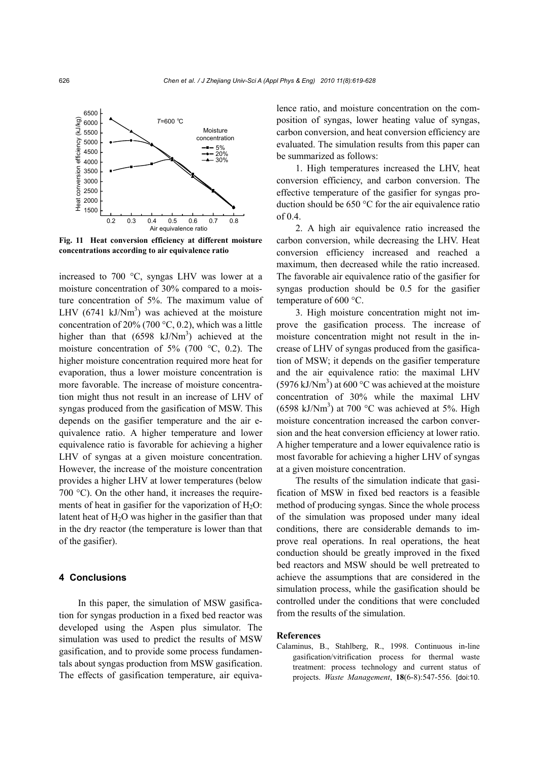6500
6000
5500
5000
4500
4000
3500
3000
2500
2000
1500

Heat conversion efficiency (kJ/kg)

$T$=600 °C

Moisture concentration

5%
20%
30%

0.2 0.3 0.4 0.5 0.6 0.7 0.8

Air equivalence ratio

**Fig. 11 Heat conversion efficiency at different moisture concentrations according to air equivalence ratio**

increased to 700 °C, syngas LHV was lower at a moisture concentration of 30% compared to a moisture concentration of 5%. The maximum value of LHV (6741 kJ/Nm$^3$) was achieved at the moisture concentration of 20% (700 °C, 0.2), which was a little higher than that (6598 kJ/Nm$^3$) achieved at the moisture concentration of 5% (700 °C, 0.2). The higher moisture concentration required more heat for evaporation, thus a lower moisture concentration is more favorable. The increase of moisture concentration might thus not result in an increase of LHV of syngas produced from the gasification of MSW. This depends on the gasifier temperature and the air equivalence ratio. A higher temperature and lower equivalence ratio is favorable for achieving a higher LHV of syngas at a given moisture concentration. However, the increase of the moisture concentration provides a higher LHV at lower temperatures (below 700 °C). On the other hand, it increases the requirements of heat in gasifier for the vaporization of $H_2O$: latent heat of $H_2O$ was higher in the gasifier than that in the dry reactor (the temperature is lower than that of the gasifier).

## 4 Conclusions

In this paper, the simulation of MSW gasification for syngas production in a fixed bed reactor was developed using the Aspen plus simulator. The simulation was used to predict the results of MSW gasification, and to provide some process fundamentals about syngas production from MSW gasification. The effects of gasification temperature, air equivalence ratio, and moisture concentration on the composition of syngas, lower heating value of syngas, carbon conversion, and heat conversion efficiency are evaluated. The simulation results from this paper can be summarized as follows:

1. High temperatures increased the LHV, heat conversion efficiency, and carbon conversion. The effective temperature of the gasifier for syngas production should be 650 °C for the air equivalence ratio of 0.4.

2. A high air equivalence ratio increased the carbon conversion, while decreasing the LHV. Heat conversion efficiency increased and reached a maximum, then decreased while the ratio increased. The favorable air equivalence ratio of the gasifier for syngas production should be 0.5 for the gasifier temperature of 600 °C.

3. High moisture concentration might not improve the gasification process. The increase of moisture concentration might not result in the increase of LHV of syngas produced from the gasification of MSW; it depends on the gasifier temperature and the air equivalence ratio: the maximal LHV (5976 kJ/Nm$^3$) at 600 °C was achieved at the moisture concentration of 30% while the maximal LHV (6598 kJ/Nm$^3$) at 700 °C was achieved at 5%. High moisture concentration increased the carbon conversion and the heat conversion efficiency at lower ratio. A higher temperature and a lower equivalence ratio is most favorable for achieving a higher LHV of syngas at a given moisture concentration.

The results of the simulation indicate that gasification of MSW in fixed bed reactors is a feasible method of producing syngas. Since the whole process of the simulation was proposed under many ideal conditions, there are considerable demands to improve real operations. In real operations, the heat conduction should be greatly improved in the fixed bed reactors and MSW should be well pretreated to achieve the assumptions that are considered in the simulation process, while the gasification should be controlled under the conditions that were concluded from the results of the simulation.

## References

Calaminus, B., Stahlberg, R., 1998. Continuous in-line gasification/vitrification process for thermal waste treatment: process technology and current status of projects. *Waste Management*, **18**(6-8):547-556. [doi:10.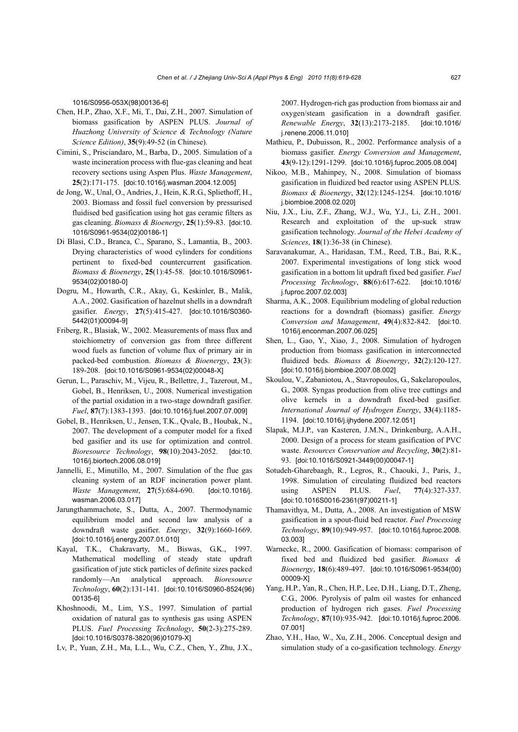1016/S0956-053X(98)00136-6]

Chen, H.P., Zhao, X.F., Mi, T., Dai, Z.H., 2007. Simulation of biomass gasification by ASPEN PLUS. *Journal of Huazhong University of Science & Technology (Nature Science Edition)*, **35**(9):49-52 (in Chinese).

Cimini, S., Prisciandaro, M., Barba, D., 2005. Simulation of a waste incineration process with flue-gas cleaning and heat recovery sections using Aspen Plus. *Waste Management*, **25**(2):171-175. [doi:10.1016/j.wasman.2004.12.005]

de Jong, W., Unal, O., Andries, J., Hein, K.R.G., Spliethoff, H., 2003. Biomass and fossil fuel conversion by pressurised fluidised bed gasification using hot gas ceramic filters as gas cleaning. *Biomass & Bioenergy*, **25**(1):59-83. [doi:10.1016/S0961-9534(02)00186-1]

Di Blasi, C.D., Branca, C., Sparano, S., Lamantia, B., 2003. Drying characteristics of wood cylinders for conditions pertinent to fixed-bed countercurrent gasification. *Biomass & Bioenergy*, **25**(1):45-58. [doi:10.1016/S0961-9534(02)00180-0]

Dogru, M., Howarth, C.R., Akay, G., Keskinler, B., Malik, A.A., 2002. Gasification of hazelnut shells in a downdraft gasifier. *Energy*, **27**(5):415-427. [doi:10.1016/S0360-5442(01)00094-9]

Friberg, R., Blasiak, W., 2002. Measurements of mass flux and stoichiometry of conversion gas from three different wood fuels as function of volume flux of primary air in packed-bed combustion. *Biomass & Bioenergy*, **23**(3):189-208. [doi:10.1016/S0961-9534(02)00048-X]

Gerun, L., Paraschiv, M., Vijeu, R., Bellettre, J., Tazerout, M., Gobel, B., Henriksen, U., 2008. Numerical investigation of the partial oxidation in a two-stage downdraft gasifier. *Fuel*, **87**(7):1383-1393. [doi:10.1016/j.fuel.2007.07.009]

Gobel, B., Henriksen, U., Jensen, T.K., Qvale, B., Houbak, N., 2007. The development of a computer model for a fixed bed gasifier and its use for optimization and control. *Bioresource Technology*, **98**(10):2043-2052. [doi:10.1016/j.biortech.2006.08.019]

Jannelli, E., Minutillo, M., 2007. Simulation of the flue gas cleaning system of an RDF incineration power plant. *Waste Management*, **27**(5):684-690. [doi:10.1016/j.wasman.2006.03.017]

Jarungthammachote, S., Dutta, A., 2007. Thermodynamic equilibrium model and second law analysis of a downdraft waste gasifier. *Energy*, **32**(9):1660-1669. [doi:10.1016/j.energy.2007.01.010]

Kayal, T.K., Chakravarty, M., Biswas, G.K., 1997. Mathematical modelling of steady state updraft gasification of jute stick particles of definite sizes packed randomly—An analytical approach. *Bioresource Technology*, **60**(2):131-141. [doi:10.1016/S0960-8524(96)00135-6]

Khoshnoodi, M., Lim, Y.S., 1997. Simulation of partial oxidation of natural gas to synthesis gas using ASPEN PLUS. *Fuel Processing Technology*, **50**(2-3):275-289. [doi:10.1016/S0378-3820(96)01079-X]

Lv, P., Yuan, Z.H., Ma, L.L., Wu, C.Z., Chen, Y., Zhu, J.X., 2007. Hydrogen-rich gas production from biomass air and oxygen/steam gasification in a downdraft gasifier. *Renewable Energy*, **32**(13):2173-2185. [doi:10.1016/j.renene.2006.11.010]

Mathieu, P., Dubuisson, R., 2002. Performance analysis of a biomass gasifier. *Energy Conversion and Management*, **43**(9-12):1291-1299. [doi:10.1016/j.fuproc.2005.08.004]

Nikoo, M.B., Mahinpey, N., 2008. Simulation of biomass gasification in fluidized bed reactor using ASPEN PLUS. *Biomass & Bioenergy*, **32**(12):1245-1254. [doi:10.1016/j.biombioe.2008.02.020]

Niu, J.X., Liu, Z.F., Zhang, W.J., Wu, Y.J., Li, Z.H., 2001. Research and exploitation of the up-suck straw gasification technology. *Journal of the Hebei Academy of Sciences*, **18**(1):36-38 (in Chinese).

Saravanakumar, A., Haridasan, T.M., Reed, T.B., Bai, R.K., 2007. Experimental investigations of long stick wood gasification in a bottom lit updraft fixed bed gasifier. *Fuel Processing Technology*, **88**(6):617-622. [doi:10.1016/j.fuproc.2007.02.003]

Sharma, A.K., 2008. Equilibrium modeling of global reduction reactions for a downdraft (biomass) gasifier. *Energy Conversion and Management*, **49**(4):832-842. [doi:10.1016/j.enconman.2007.06.025]

Shen, L., Gao, Y., Xiao, J., 2008. Simulation of hydrogen production from biomass gasification in interconnected fluidized beds. *Biomass & Bioenergy*, **32**(2):120-127. [doi:10.1016/j.biombioe.2007.08.002]

Skoulou, V., Zabaniotou, A., Stavropoulos, G., Sakelaropoulos, G., 2008. Syngas production from olive tree cuttings and olive kernels in a downdraft fixed-bed gasifier. *International Journal of Hydrogen Energy*, **33**(4):1185-1194. [doi:10.1016/j.ijhydene.2007.12.051]

Slapak, M.J.P., van Kasteren, J.M.N., Drinkenburg, A.A.H., 2000. Design of a process for steam gasification of PVC waste. *Resources Conservation and Recycling*, **30**(2):81-93. [doi:10.1016/S0921-3449(00)00047-1]

Sotudeh-Gharebaagh, R., Legros, R., Chaouki, J., Paris, J., 1998. Simulation of circulating fluidized bed reactors using ASPEN PLUS. *Fuel*, **77**(4):327-337. [doi:10.1016S0016-2361(97)00211-1]

Thamavithya, M., Dutta, A., 2008. An investigation of MSW gasification in a spout-fluid bed reactor. *Fuel Processing Technology*, **89**(10):949-957. [doi:10.1016/j.fuproc.2008.03.003]

Warnecke, R., 2000. Gasification of biomass: comparison of fixed bed and fluidized bed gasifier. *Biomass & Bioenergy*, **18**(6):489-497. [doi:10.1016/S0961-9534(00)00009-X]

Yang, H.P., Yan, R., Chen, H.P., Lee, D.H., Liang, D.T., Zheng, C.G., 2006. Pyrolysis of palm oil wastes for enhanced production of hydrogen rich gases. *Fuel Processing Technology*, **87**(10):935-942. [doi:10.1016/j.fuproc.2006.07.001]

Zhao, Y.H., Hao, W., Xu, Z.H., 2006. Conceptual design and simulation study of a co-gasification technology. *Energy*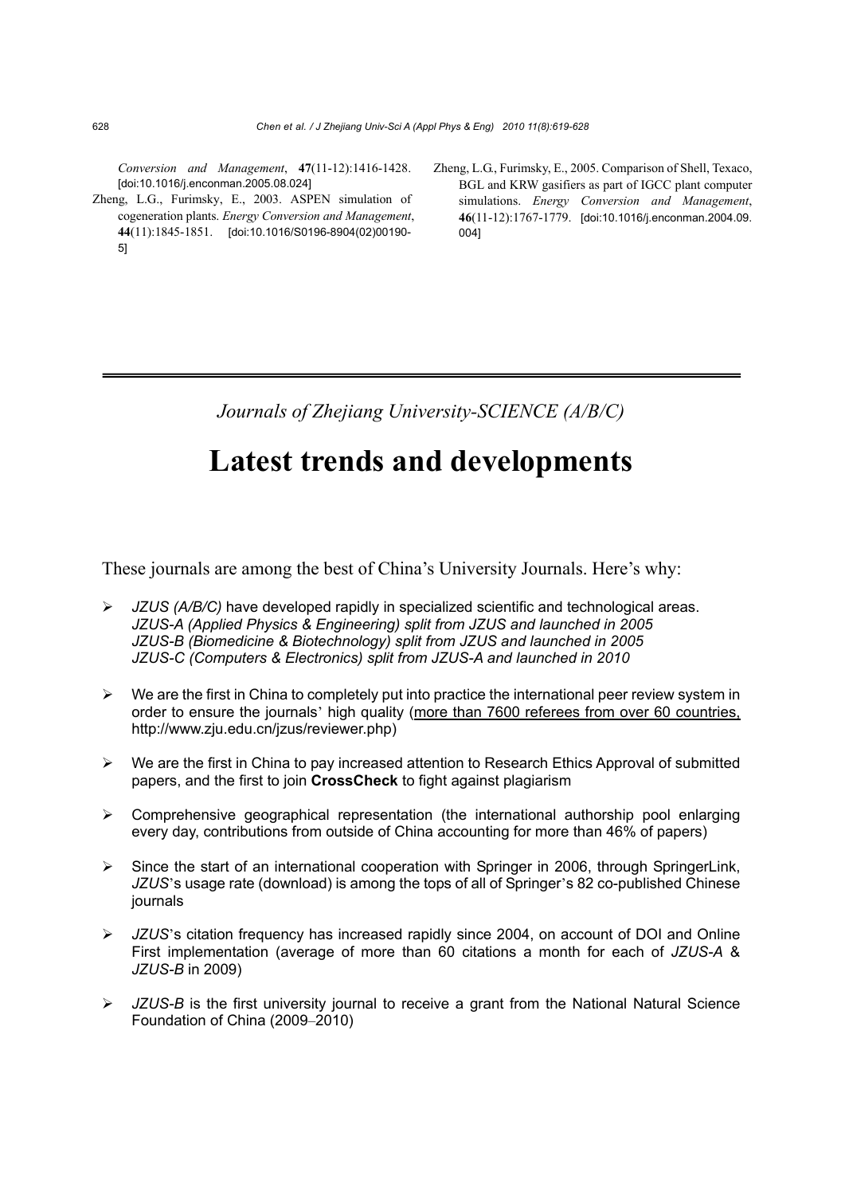*Conversion and Management*, **47**(11-12):1416-1428. [doi:10.1016/j.enconman.2005.08.024]

Zheng, L.G., Furimsky, E., 2003. ASPEN simulation of cogeneration plants. *Energy Conversion and Management*, **44**(11):1845-1851. [doi:10.1016/S0196-8904(02)00190-5]

Zheng, L.G., Furimsky, E., 2005. Comparison of Shell, Texaco, BGL and KRW gasifiers as part of IGCC plant computer simulations. *Energy Conversion and Management*, **46**(11-12):1767-1779. [doi:10.1016/j.enconman.2004.09.004]

---

*Journals of Zhejiang University-SCIENCE (A/B/C)*

# Latest trends and developments

These journals are among the best of China's University Journals. Here's why:

- *JZUS (A/B/C)* have developed rapidly in specialized scientific and technological areas.
  *JZUS-A (Applied Physics & Engineering) split from JZUS and launched in 2005*
  *JZUS-B (Biomedicine & Biotechnology) split from JZUS and launched in 2005*
  *JZUS-C (Computers & Electronics) split from JZUS-A and launched in 2010*
- We are the first in China to completely put into practice the international peer review system in order to ensure the journals' high quality (more than 7600 referees from over 60 countries, http://www.zju.edu.cn/jzus/reviewer.php)
- We are the first in China to pay increased attention to Research Ethics Approval of submitted papers, and the first to join **CrossCheck** to fight against plagiarism
- Comprehensive geographical representation (the international authorship pool enlarging every day, contributions from outside of China accounting for more than 46% of papers)
- Since the start of an international cooperation with Springer in 2006, through SpringerLink, *JZUS*'s usage rate (download) is among the tops of all of Springer's 82 co-published Chinese journals
- *JZUS*'s citation frequency has increased rapidly since 2004, on account of DOI and Online First implementation (average of more than 60 citations a month for each of *JZUS-A* & *JZUS-B* in 2009)
- *JZUS-B* is the first university journal to receive a grant from the National Natural Science Foundation of China (2009–2010)